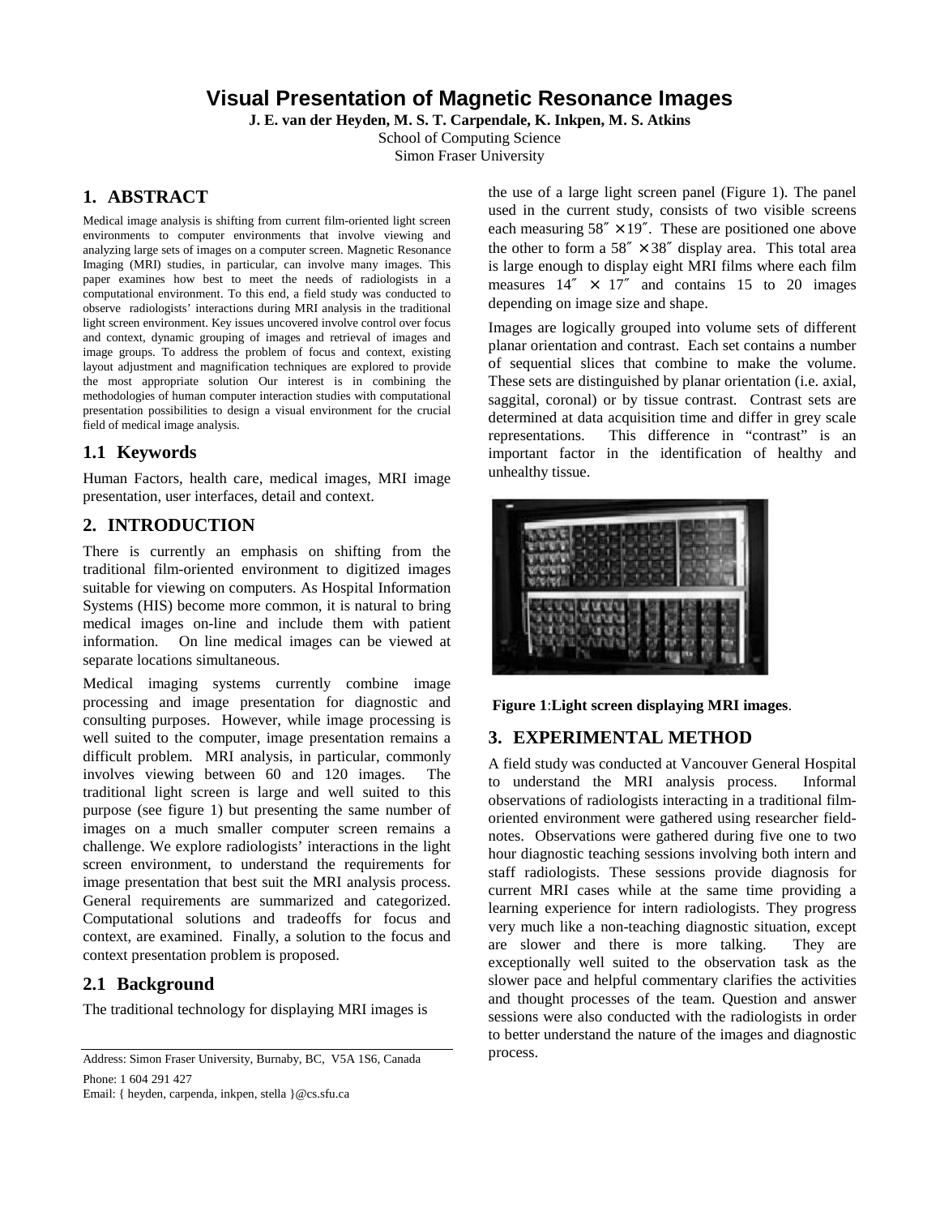# Visual Presentation of Magnetic Resonance Images

**J. E. van der Heyden, M. S. T. Carpendale, K. Inkpen, M. S. Atkins**

School of Computing Science
Simon Fraser University

## 1. ABSTRACT

Medical image analysis is shifting from current film-oriented light screen environments to computer environments that involve viewing and analyzing large sets of images on a computer screen. Magnetic Resonance Imaging (MRI) studies, in particular, can involve many images. This paper examines how best to meet the needs of radiologists in a computational environment. To this end, a field study was conducted to observe radiologists' interactions during MRI analysis in the traditional light screen environment. Key issues uncovered involve control over focus and context, dynamic grouping of images and retrieval of images and image groups. To address the problem of focus and context, existing layout adjustment and magnification techniques are explored to provide the most appropriate solution Our interest is in combining the methodologies of human computer interaction studies with computational presentation possibilities to design a visual environment for the crucial field of medical image analysis.

### 1.1 Keywords

Human Factors, health care, medical images, MRI image presentation, user interfaces, detail and context.

## 2. INTRODUCTION

There is currently an emphasis on shifting from the traditional film-oriented environment to digitized images suitable for viewing on computers. As Hospital Information Systems (HIS) become more common, it is natural to bring medical images on-line and include them with patient information. On line medical images can be viewed at separate locations simultaneous.

Medical imaging systems currently combine image processing and image presentation for diagnostic and consulting purposes. However, while image processing is well suited to the computer, image presentation remains a difficult problem. MRI analysis, in particular, commonly involves viewing between 60 and 120 images. The traditional light screen is large and well suited to this purpose (see figure 1) but presenting the same number of images on a much smaller computer screen remains a challenge. We explore radiologists' interactions in the light screen environment, to understand the requirements for image presentation that best suit the MRI analysis process. General requirements are summarized and categorized. Computational solutions and tradeoffs for focus and context, are examined. Finally, a solution to the focus and context presentation problem is proposed.

### 2.1 Background

The traditional technology for displaying MRI images is the use of a large light screen panel (Figure 1). The panel used in the current study, consists of two visible screens each measuring $58'' \times 19''$. These are positioned one above the other to form a $58'' \times 38''$ display area. This total area is large enough to display eight MRI films where each film measures $14'' \times 17''$ and contains 15 to 20 images depending on image size and shape.

Images are logically grouped into volume sets of different planar orientation and contrast. Each set contains a number of sequential slices that combine to make the volume. These sets are distinguished by planar orientation (i.e. axial, saggital, coronal) or by tissue contrast. Contrast sets are determined at data acquisition time and differ in grey scale representations. This difference in "contrast" is an important factor in the identification of healthy and unhealthy tissue.

**Figure 1**:**Light screen displaying MRI images**.

## 3. EXPERIMENTAL METHOD

A field study was conducted at Vancouver General Hospital to understand the MRI analysis process. Informal observations of radiologists interacting in a traditional film-oriented environment were gathered using researcher field-notes. Observations were gathered during five one to two hour diagnostic teaching sessions involving both intern and staff radiologists. These sessions provide diagnosis for current MRI cases while at the same time providing a learning experience for intern radiologists. They progress very much like a non-teaching diagnostic situation, except are slower and there is more talking. They are exceptionally well suited to the observation task as the slower pace and helpful commentary clarifies the activities and thought processes of the team. Question and answer sessions were also conducted with the radiologists in order to better understand the nature of the images and diagnostic process.

Address: Simon Fraser University, Burnaby, BC, V5A 1S6, Canada

Phone: 1 604 291 427

Email: { heyden, carpenda, inkpen, stella }@cs.sfu.ca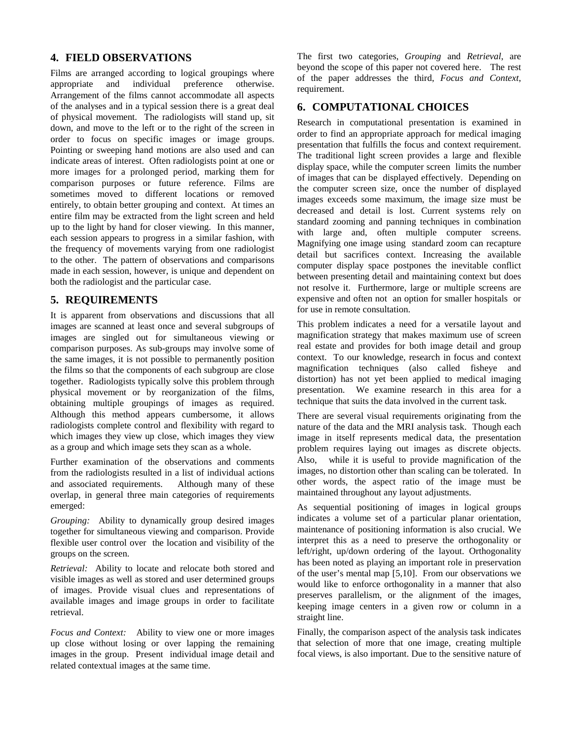## 4. FIELD OBSERVATIONS

Films are arranged according to logical groupings where appropriate and individual preference otherwise. Arrangement of the films cannot accommodate all aspects of the analyses and in a typical session there is a great deal of physical movement. The radiologists will stand up, sit down, and move to the left or to the right of the screen in order to focus on specific images or image groups. Pointing or sweeping hand motions are also used and can indicate areas of interest. Often radiologists point at one or more images for a prolonged period, marking them for comparison purposes or future reference. Films are sometimes moved to different locations or removed entirely, to obtain better grouping and context. At times an entire film may be extracted from the light screen and held up to the light by hand for closer viewing. In this manner, each session appears to progress in a similar fashion, with the frequency of movements varying from one radiologist to the other. The pattern of observations and comparisons made in each session, however, is unique and dependent on both the radiologist and the particular case.

## 5. REQUIREMENTS

It is apparent from observations and discussions that all images are scanned at least once and several subgroups of images are singled out for simultaneous viewing or comparison purposes. As sub-groups may involve some of the same images, it is not possible to permanently position the films so that the components of each subgroup are close together. Radiologists typically solve this problem through physical movement or by reorganization of the films, obtaining multiple groupings of images as required. Although this method appears cumbersome, it allows radiologists complete control and flexibility with regard to which images they view up close, which images they view as a group and which image sets they scan as a whole.

Further examination of the observations and comments from the radiologists resulted in a list of individual actions and associated requirements. Although many of these overlap, in general three main categories of requirements emerged:

*Grouping:* Ability to dynamically group desired images together for simultaneous viewing and comparison. Provide flexible user control over the location and visibility of the groups on the screen.

*Retrieval:* Ability to locate and relocate both stored and visible images as well as stored and user determined groups of images. Provide visual clues and representations of available images and image groups in order to facilitate retrieval.

*Focus and Context:* Ability to view one or more images up close without losing or over lapping the remaining images in the group. Present individual image detail and related contextual images at the same time.

The first two categories, *Grouping* and *Retrieval*, are beyond the scope of this paper not covered here. The rest of the paper addresses the third, *Focus and Context*, requirement.

## 6. COMPUTATIONAL CHOICES

Research in computational presentation is examined in order to find an appropriate approach for medical imaging presentation that fulfills the focus and context requirement. The traditional light screen provides a large and flexible display space, while the computer screen limits the number of images that can be displayed effectively. Depending on the computer screen size, once the number of displayed images exceeds some maximum, the image size must be decreased and detail is lost. Current systems rely on standard zooming and panning techniques in combination with large and, often multiple computer screens. Magnifying one image using standard zoom can recapture detail but sacrifices context. Increasing the available computer display space postpones the inevitable conflict between presenting detail and maintaining context but does not resolve it. Furthermore, large or multiple screens are expensive and often not an option for smaller hospitals or for use in remote consultation.

This problem indicates a need for a versatile layout and magnification strategy that makes maximum use of screen real estate and provides for both image detail and group context. To our knowledge, research in focus and context magnification techniques (also called fisheye and distortion) has not yet been applied to medical imaging presentation. We examine research in this area for a technique that suits the data involved in the current task.

There are several visual requirements originating from the nature of the data and the MRI analysis task. Though each image in itself represents medical data, the presentation problem requires laying out images as discrete objects. Also, while it is useful to provide magnification of the images, no distortion other than scaling can be tolerated. In other words, the aspect ratio of the image must be maintained throughout any layout adjustments.

As sequential positioning of images in logical groups indicates a volume set of a particular planar orientation, maintenance of positioning information is also crucial. We interpret this as a need to preserve the orthogonality or left/right, up/down ordering of the layout. Orthogonality has been noted as playing an important role in preservation of the user's mental map [5,10]. From our observations we would like to enforce orthogonality in a manner that also preserves parallelism, or the alignment of the images, keeping image centers in a given row or column in a straight line.

Finally, the comparison aspect of the analysis task indicates that selection of more that one image, creating multiple focal views, is also important. Due to the sensitive nature of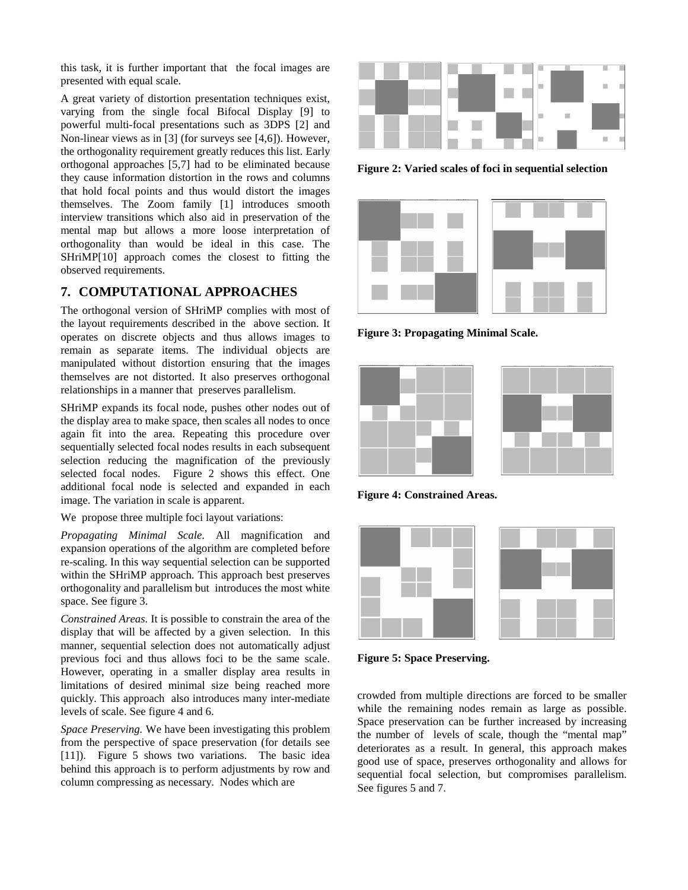this task, it is further important that the focal images are presented with equal scale.

A great variety of distortion presentation techniques exist, varying from the single focal Bifocal Display [9] to powerful multi-focal presentations such as 3DPS [2] and Non-linear views as in [3] (for surveys see [4,6]). However, the orthogonality requirement greatly reduces this list. Early orthogonal approaches [5,7] had to be eliminated because they cause information distortion in the rows and columns that hold focal points and thus would distort the images themselves. The Zoom family [1] introduces smooth interview transitions which also aid in preservation of the mental map but allows a more loose interpretation of orthogonality than would be ideal in this case. The SHriMP[10] approach comes the closest to fitting the observed requirements.

## 7. COMPUTATIONAL APPROACHES

The orthogonal version of SHriMP complies with most of the layout requirements described in the above section. It operates on discrete objects and thus allows images to remain as separate items. The individual objects are manipulated without distortion ensuring that the images themselves are not distorted. It also preserves orthogonal relationships in a manner that preserves parallelism.

SHriMP expands its focal node, pushes other nodes out of the display area to make space, then scales all nodes to once again fit into the area. Repeating this procedure over sequentially selected focal nodes results in each subsequent selection reducing the magnification of the previously selected focal nodes. Figure 2 shows this effect. One additional focal node is selected and expanded in each image. The variation in scale is apparent.

We propose three multiple foci layout variations:

*Propagating Minimal Scale.* All magnification and expansion operations of the algorithm are completed before re-scaling. In this way sequential selection can be supported within the SHriMP approach. This approach best preserves orthogonality and parallelism but introduces the most white space. See figure 3.

*Constrained Areas.* It is possible to constrain the area of the display that will be affected by a given selection. In this manner, sequential selection does not automatically adjust previous foci and thus allows foci to be the same scale. However, operating in a smaller display area results in limitations of desired minimal size being reached more quickly. This approach also introduces many inter-mediate levels of scale. See figure 4 and 6.

*Space Preserving.* We have been investigating this problem from the perspective of space preservation (for details see [11]). Figure 5 shows two variations. The basic idea behind this approach is to perform adjustments by row and column compressing as necessary. Nodes which are crowded from multiple directions are forced to be smaller while the remaining nodes remain as large as possible. Space preservation can be further increased by increasing the number of levels of scale, though the "mental map" deteriorates as a result. In general, this approach makes good use of space, preserves orthogonality and allows for sequential focal selection, but compromises parallelism. See figures 5 and 7.

**Figure 2: Varied scales of foci in sequential selection**

**Figure 3: Propagating Minimal Scale.**

**Figure 4: Constrained Areas.**

**Figure 5: Space Preserving.**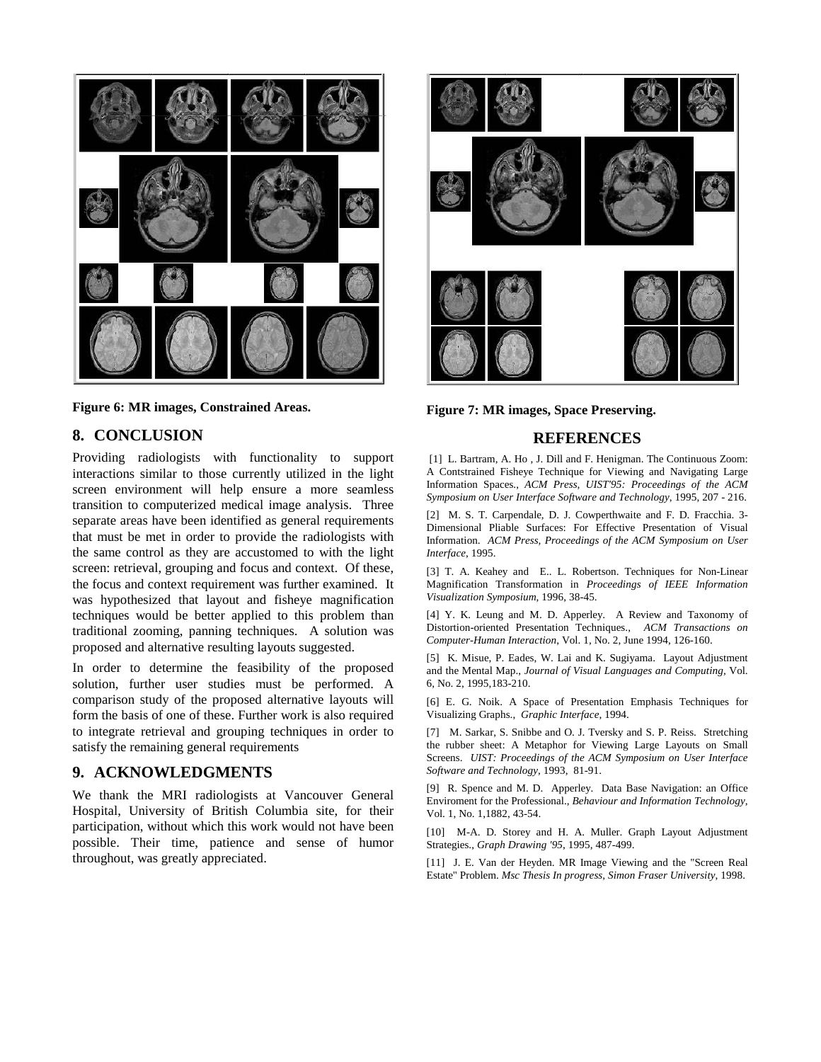Figure 6: MR images, Constrained Areas.

Figure 7: MR images, Space Preserving.

## 8. CONCLUSION

Providing radiologists with functionality to support interactions similar to those currently utilized in the light screen environment will help ensure a more seamless transition to computerized medical image analysis. Three separate areas have been identified as general requirements that must be met in order to provide the radiologists with the same control as they are accustomed to with the light screen: retrieval, grouping and focus and context. Of these, the focus and context requirement was further examined. It was hypothesized that layout and fisheye magnification techniques would be better applied to this problem than traditional zooming, panning techniques. A solution was proposed and alternative resulting layouts suggested.

In order to determine the feasibility of the proposed solution, further user studies must be performed. A comparison study of the proposed alternative layouts will form the basis of one of these. Further work is also required to integrate retrieval and grouping techniques in order to satisfy the remaining general requirements

## 9. ACKNOWLEDGMENTS

We thank the MRI radiologists at Vancouver General Hospital, University of British Columbia site, for their participation, without which this work would not have been possible. Their time, patience and sense of humor throughout, was greatly appreciated.

## REFERENCES

[1] L. Bartram, A. Ho , J. Dill and F. Henigman. The Continuous Zoom: A Contstrained Fisheye Technique for Viewing and Navigating Large Information Spaces., *ACM Press, UIST'95: Proceedings of the ACM Symposium on User Interface Software and Technology*, 1995, 207 - 216.

[2] M. S. T. Carpendale, D. J. Cowperthwaite and F. D. Fracchia. 3-Dimensional Pliable Surfaces: For Effective Presentation of Visual Information. *ACM Press, Proceedings of the ACM Symposium on User Interface*, 1995.

[3] T. A. Keahey and E.. L. Robertson. Techniques for Non-Linear Magnification Transformation in *Proceedings of IEEE Information Visualization Symposium*, 1996, 38-45.

[4] Y. K. Leung and M. D. Apperley. A Review and Taxonomy of Distortion-oriented Presentation Techniques., *ACM Transactions on Computer-Human Interaction*, Vol. 1, No. 2, June 1994, 126-160.

[5] K. Misue, P. Eades, W. Lai and K. Sugiyama. Layout Adjustment and the Mental Map., *Journal of Visual Languages and Computing*, Vol. 6, No. 2, 1995,183-210.

[6] E. G. Noik. A Space of Presentation Emphasis Techniques for Visualizing Graphs., *Graphic Interface*, 1994.

[7] M. Sarkar, S. Snibbe and O. J. Tversky and S. P. Reiss. Stretching the rubber sheet: A Metaphor for Viewing Large Layouts on Small Screens. *UIST: Proceedings of the ACM Symposium on User Interface Software and Technology*, 1993, 81-91.

[9] R. Spence and M. D. Apperley. Data Base Navigation: an Office Enviroment for the Professional., *Behaviour and Information Technology*, Vol. 1, No. 1,1882, 43-54.

[10] M-A. D. Storey and H. A. Muller. Graph Layout Adjustment Strategies., *Graph Drawing '95*, 1995, 487-499.

[11] J. E. Van der Heyden. MR Image Viewing and the "Screen Real Estate" Problem. *Msc Thesis In progress, Simon Fraser University*, 1998.